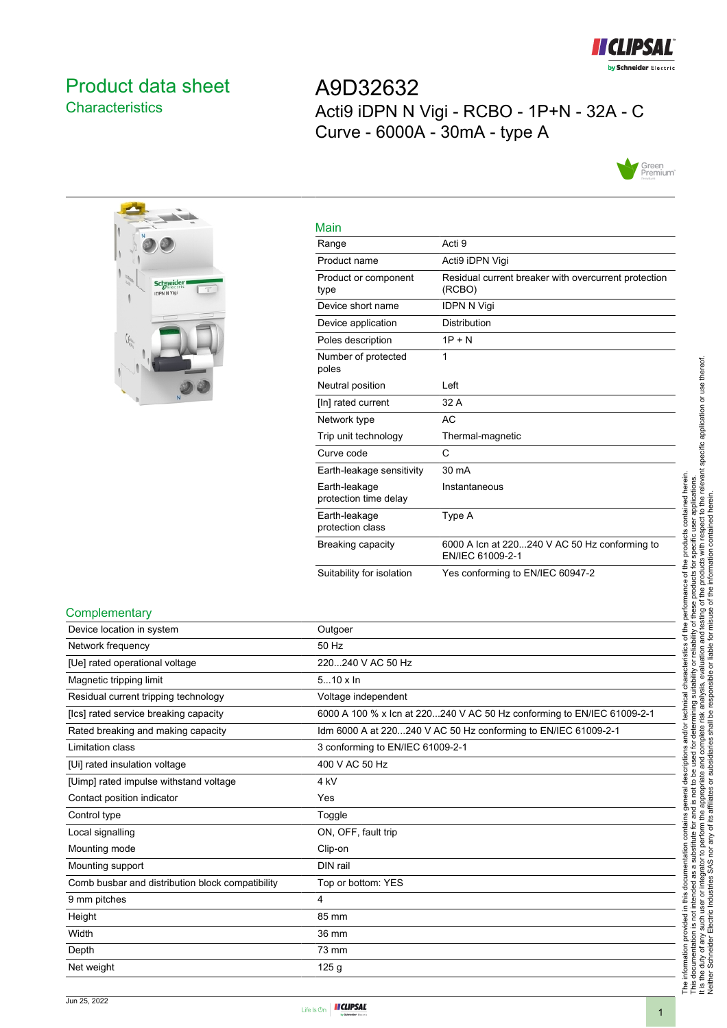# Product data sheet

## Characteristics

# A9D32632

Acti9 iDPN N Vigi - RCBO - 1P+N - 32A - C Curve - 6000A - 30mA - type A

## Main

| | |
|---|---|
| Range | Acti 9 |
| Product name | Acti9 iDPN Vigi |
| Product or component type | Residual current breaker with overcurrent protection (RCBO) |
| Device short name | IDPN N Vigi |
| Device application | Distribution |
| Poles description | 1P + N |
| Number of protected poles | 1 |
| Neutral position | Left |
| [In] rated current | 32 A |
| Network type | AC |
| Trip unit technology | Thermal-magnetic |
| Curve code | C |
| Earth-leakage sensitivity | 30 mA |
| Earth-leakage protection time delay | Instantaneous |
| Earth-leakage protection class | Type A |
| Breaking capacity | 6000 A Icn at 220...240 V AC 50 Hz conforming to EN/IEC 61009-2-1 |
| Suitability for isolation | Yes conforming to EN/IEC 60947-2 |

## Complementary

| | |
|---|---|
| Device location in system | Outgoer |
| Network frequency | 50 Hz |
| [Ue] rated operational voltage | 220...240 V AC 50 Hz |
| Magnetic tripping limit | 5...10 x In |
| Residual current tripping technology | Voltage independent |
| [Ics] rated service breaking capacity | 6000 A 100 % x Icn at 220...240 V AC 50 Hz conforming to EN/IEC 61009-2-1 |
| Rated breaking and making capacity | Idm 6000 A at 220...240 V AC 50 Hz conforming to EN/IEC 61009-2-1 |
| Limitation class | 3 conforming to EN/IEC 61009-2-1 |
| [Ui] rated insulation voltage | 400 V AC 50 Hz |
| [Uimp] rated impulse withstand voltage | 4 kV |
| Contact position indicator | Yes |
| Control type | Toggle |
| Local signalling | ON, OFF, fault trip |
| Mounting mode | Clip-on |
| Mounting support | DIN rail |
| Comb busbar and distribution block compatibility | Top or bottom: YES |
| 9 mm pitches | 4 |
| Height | 85 mm |
| Width | 36 mm |
| Depth | 73 mm |
| Net weight | 125 g |

The information provided in this documentation contains general descriptions and/or technical characteristics of the performance of the products contained herein. This documentation is not intended as a substitute for and is not to be used for determining suitability or reliability of these products for specific user applications. It is the duty of any such user or integrator to perform the appropriate and complete risk analysis, evaluation and testing of the products with respect to the relevant specific application or use thereof. Neither Schneider Electric Industries SAS nor any of its affiliates or subsidiaries shall be responsible or liable for misuse of the information contained herein.

Jun 25, 2022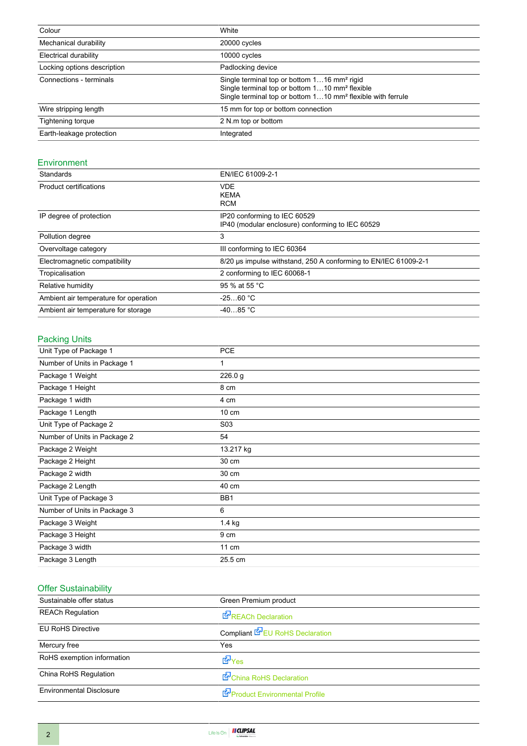| | |
|---|---|
| Colour | White |
| Mechanical durability | 20000 cycles |
| Electrical durability | 10000 cycles |
| Locking options description | Padlocking device |
| Connections - terminals | Single terminal top or bottom 1…16 mm² rigid<br>Single terminal top or bottom 1…10 mm² flexible<br>Single terminal top or bottom 1…10 mm² flexible with ferrule |
| Wire stripping length | 15 mm for top or bottom connection |
| Tightening torque | 2 N.m top or bottom |
| Earth-leakage protection | Integrated |

## Environment

| | |
|---|---|
| Standards | EN/IEC 61009-2-1 |
| Product certifications | VDE<br>KEMA<br>RCM |
| IP degree of protection | IP20 conforming to IEC 60529<br>IP40 (modular enclosure) conforming to IEC 60529 |
| Pollution degree | 3 |
| Overvoltage category | III conforming to IEC 60364 |
| Electromagnetic compatibility | 8/20 µs impulse withstand, 250 A conforming to EN/IEC 61009-2-1 |
| Tropicalisation | 2 conforming to IEC 60068-1 |
| Relative humidity | 95 % at 55 °C |
| Ambient air temperature for operation | -25…60 °C |
| Ambient air temperature for storage | -40…85 °C |

## Packing Units

| | |
|---|---|
| Unit Type of Package 1 | PCE |
| Number of Units in Package 1 | 1 |
| Package 1 Weight | 226.0 g |
| Package 1 Height | 8 cm |
| Package 1 width | 4 cm |
| Package 1 Length | 10 cm |
| Unit Type of Package 2 | S03 |
| Number of Units in Package 2 | 54 |
| Package 2 Weight | 13.217 kg |
| Package 2 Height | 30 cm |
| Package 2 width | 30 cm |
| Package 2 Length | 40 cm |
| Unit Type of Package 3 | BB1 |
| Number of Units in Package 3 | 6 |
| Package 3 Weight | 1.4 kg |
| Package 3 Height | 9 cm |
| Package 3 width | 11 cm |
| Package 3 Length | 25.5 cm |

## Offer Sustainability

| | |
|---|---|
| Sustainable offer status | Green Premium product |
| REACh Regulation | REACh Declaration |
| EU RoHS Directive | Compliant EU RoHS Declaration |
| Mercury free | Yes |
| RoHS exemption information | Yes |
| China RoHS Regulation | China RoHS Declaration |
| Environmental Disclosure | Product Environmental Profile |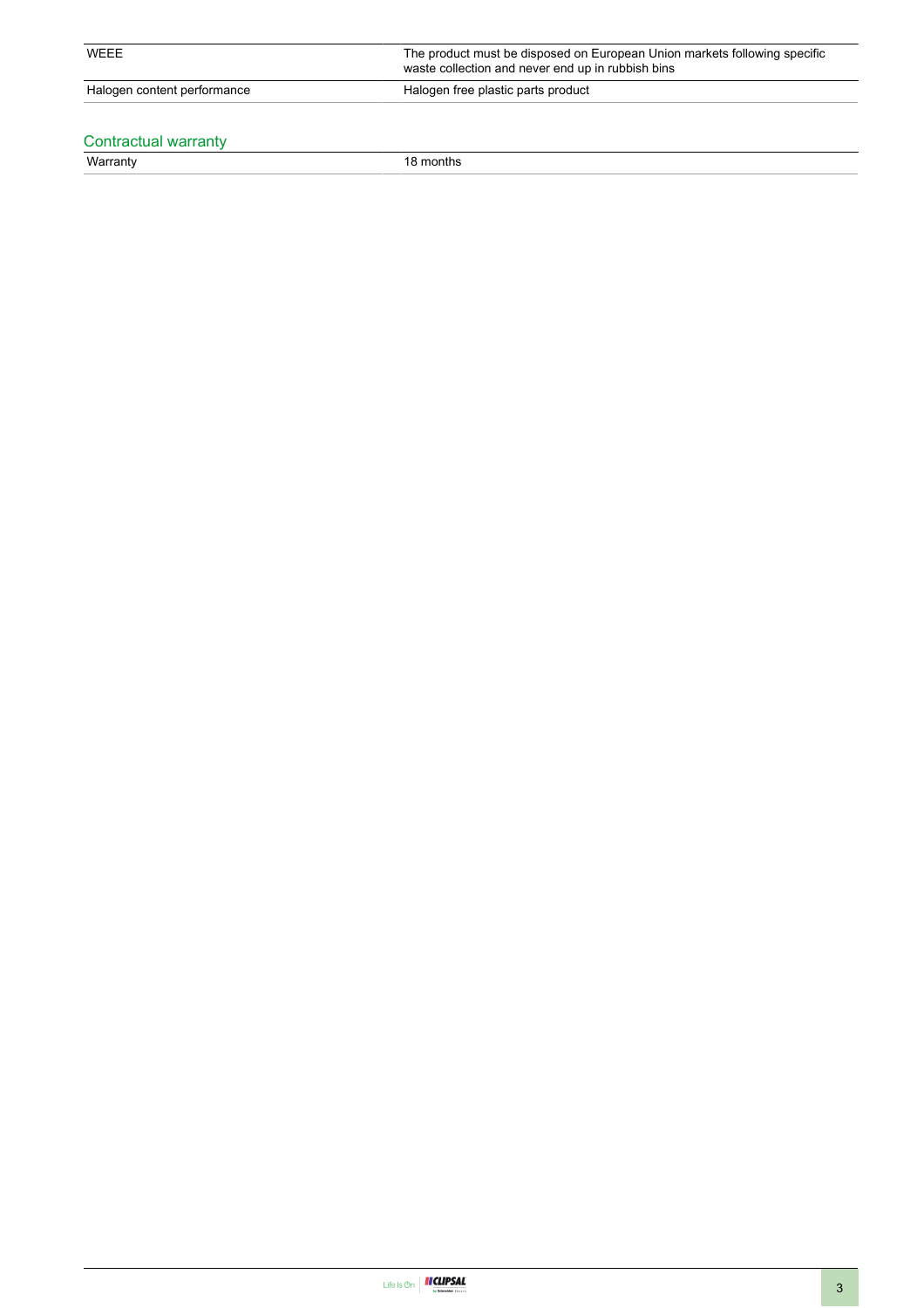| | |
|---|---|
| WEEE | The product must be disposed on European Union markets following specific waste collection and never end up in rubbish bins |
| Halogen content performance | Halogen free plastic parts product |

## Contractual warranty

| | |
|---|---|
| Warranty | 18 months |